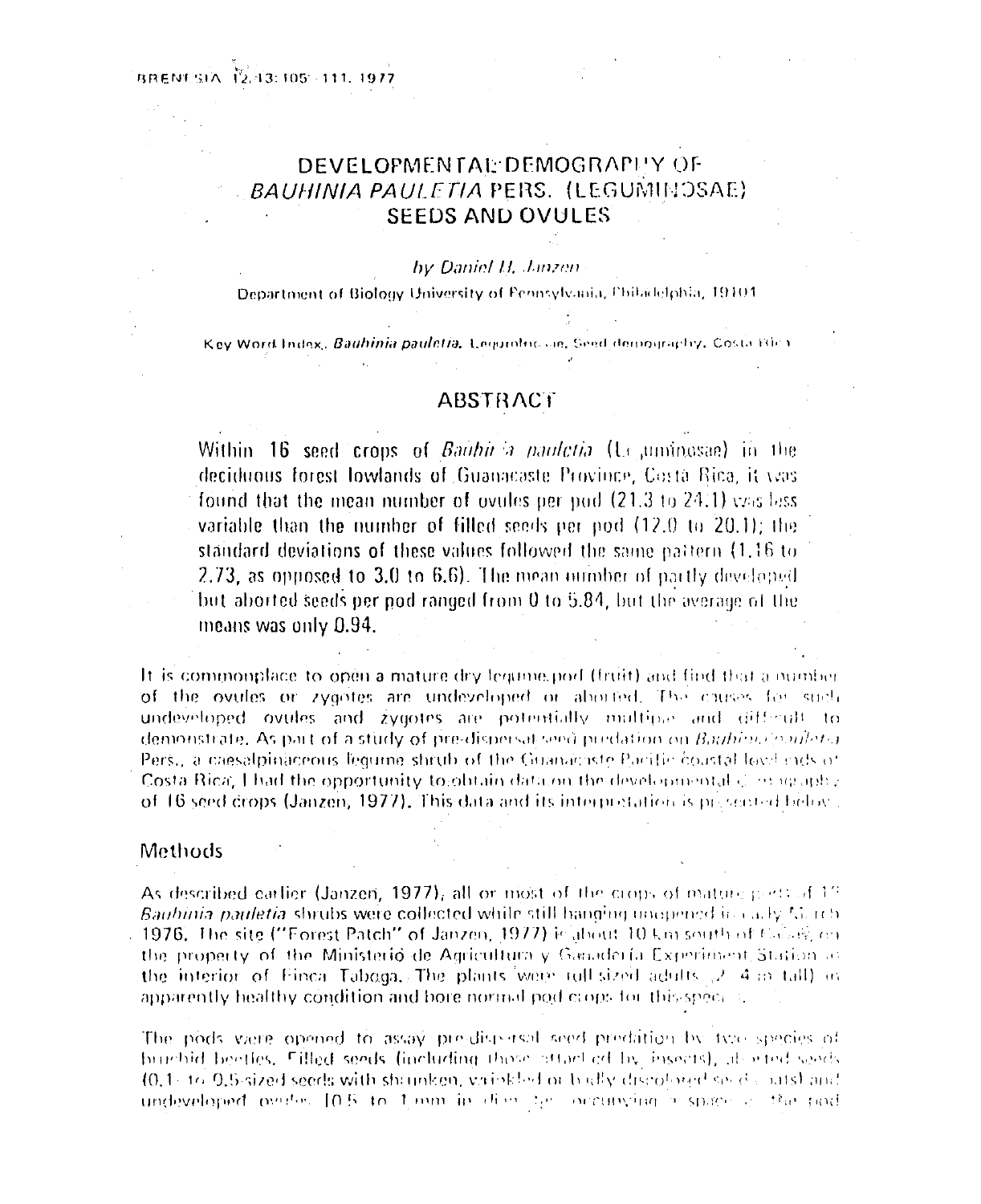# DEVELOPMENTAL DEMOGRAPHY OF *BAUHINIA PAULETIA* PERS. (LEGUMINOSAE) SEEDS AND OVULES

*by Daniel H. Janzen*

Department of Biology University of Pennsylvania, Philadelphia, 19104

Key Word Index: *Bauhinia pauletia*, Leguminosae, Seed demography, Costa Rica

## ABSTRACT

Within 16 seed crops of *Bauhinia pauletia* (Leguminosae) in the deciduous forest lowlands of Guanacaste Province, Costa Rica, it was found that the mean number of ovules per pod (21.3 to 24.1) was less variable than the number of filled seeds per pod (12.0 to 20.1); the standard deviations of these values followed the same pattern (1.16 to 2.73, as opposed to 3.0 to 6.6). The mean number of partly developed but aborted seeds per pod ranged from 0 to 5.84, but the average of the means was only 0.94.

It is commonplace to open a mature dry legume pod (fruit) and find that a number of the ovules or zygotes are undeveloped or aborted. The causes for such undeveloped ovules and zygotes are potentially multiple and difficult to demonstrate. As part of a study of pre-dispersal seed predation on *Bauhinia pauletia* Pers., a caesalpinaceous legume shrub of the Guanacaste Pacific coastal lowlands of Costa Rica, I had the opportunity to obtain data on the developmental demography of 16 seed crops (Janzen, 1977). This data and its interpretation is presented below.

## Methods

As described earlier (Janzen, 1977), all or most of the crops of mature pods of 16 *Bauhinia pauletia* shrubs were collected while still hanging unopened in early March 1976. The site ("Forest Patch" of Janzen, 1977) is about 10 km south of Cañas, on the property of the Ministerio de Agricultura y Ganadería Experiment Station in the interior of Finca Taboga. The plants were full-sized adults (2–4 m tall) in apparently healthy condition and bore normal pod crops for this species.

The pods were opened to assay pre-dispersal seed predation by two species of bruchid beetles. Filled seeds (including those attacked by insects), aborted seeds (0.1- to 0.5-sized seeds with shrunken, wrinkled or badly discolored seed coats) and undeveloped ovules (0.5 to 1 mm in diameter, occupying a space in the pod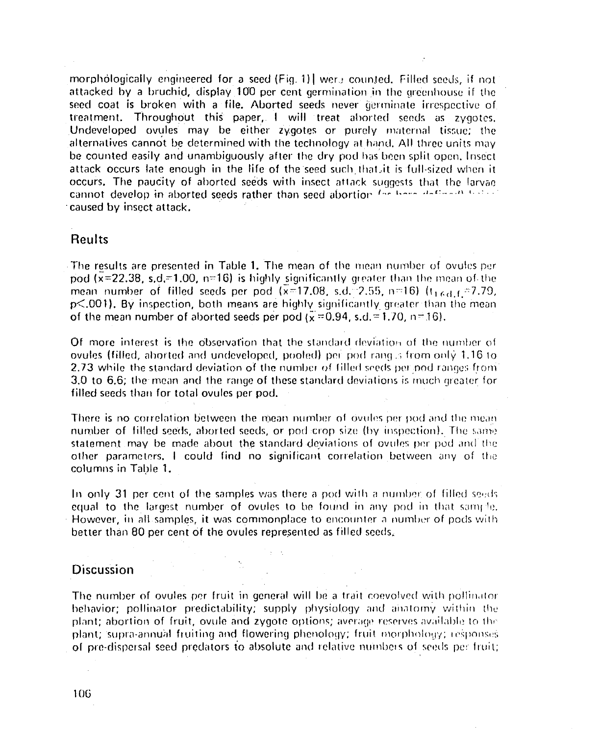morphologically engineered for a seed (Fig. 1)| were counted. Filled seeds, if not attacked by a bruchid, display 100 per cent germination in the greenhouse if the seed coat is broken with a file. Aborted seeds never germinate irrespective of treatment. Throughout this paper, I will treat aborted seeds as zygotes. Undeveloped ovules may be either zygotes or purely maternal tissue; the alternatives cannot be determined with the technology at hand. All three units may be counted easily and unambiguously after the dry pod has been split open. Insect attack occurs late enough in the life of the seed such that it is full-sized when it occurs. The paucity of aborted seeds with insect attack suggests that the larvae cannot develop in aborted seeds rather than seed abortion (as here defined) being caused by insect attack.

## Reults

The results are presented in Table 1. The mean of the mean number of ovules per pod ($\bar{x}$=22.38, s.d.=1.00, n=16) is highly significantly greater than the mean of the mean number of filled seeds per pod ($\bar{x}$=17.08, s.d.=2.55, n=16) ($t_{16 d.f.}$=7.79, $p<.001$). By inspection, both means are highly significantly greater than the mean of the mean number of aborted seeds per pod ($\bar{x}$=0.94, s.d.=1.70, n=16).

Of more interest is the observation that the standard deviation of the number of ovules (filled, aborted and undeveloped, pooled) per pod ranges from only 1.16 to 2.73 while the standard deviation of the number of filled seeds per pod ranges from 3.0 to 6.6; the mean and the range of these standard deviations is much greater for filled seeds than for total ovules per pod.

There is no correlation between the mean number of ovules per pod and the mean number of filled seeds, aborted seeds, or pod crop size (by inspection). The same statement may be made about the standard deviations of ovules per pod and the other parameters. I could find no significant correlation between any of the columns in Table 1.

In only 31 per cent of the samples was there a pod with a number of filled seeds equal to the largest number of ovules to be found in any pod in that sample. However, in all samples, it was commonplace to encounter a number of pods with better than 80 per cent of the ovules represented as filled seeds.

## Discussion

The number of ovules per fruit in general will be a trait coevolved with pollinator behavior; pollinator predictability; supply physiology and anatomy within the plant; abortion of fruit, ovule and zygote options; average reserves available to the plant; supra-annual fruiting and flowering phenology; fruit morphology; responses of pre-dispersal seed predators to absolute and relative numbers of seeds per fruit;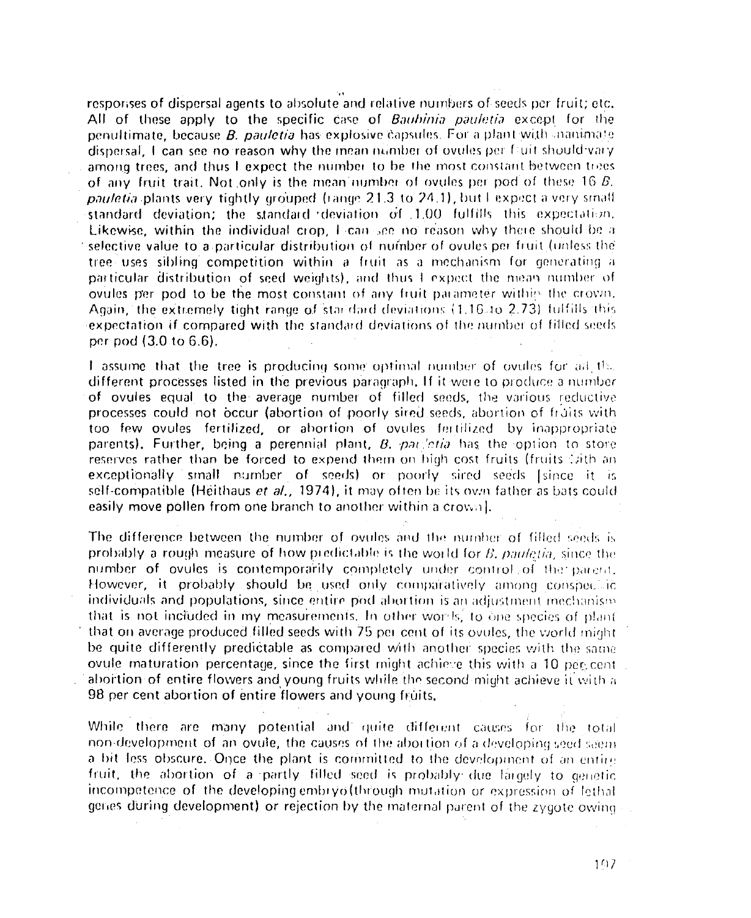responses of dispersal agents to absolute and relative numbers of seeds per fruit; etc. All of these apply to the specific case of *Bauhinia pauletia* except for the penultimate, because *B. pauletia* has explosive capsules. For a plant with inanimate dispersal, I can see no reason why the mean number of ovules per fruit should vary among trees, and thus I expect the number to be the most constant between trees of any fruit trait. Not only is the mean number of ovules per pod of these 16 *B. pauletia* plants very tightly grouped (range 21.3 to 24.1), but I expect a very small standard deviation; the standard deviation of 1.00 fulfills this expectation. Likewise, within the individual crop, I can see no reason why there should be a selective value to a particular distribution of number of ovules per fruit (unless the tree uses sibling competition within a fruit as a mechanism for generating a particular distribution of seed weights), and thus I expect the mean number of ovules per pod to be the most constant of any fruit parameter within the crown. Again, the extremely tight range of standard deviations (1.16 to 2.73) fulfills this expectation if compared with the standard deviations of the number of filled seeds per pod (3.0 to 6.6).

I assume that the tree is producing some optimal number of ovules for all the different processes listed in the previous paragraph. If it were to produce a number of ovules equal to the average number of filled seeds, the various reductive processes could not occur (abortion of poorly sired seeds, abortion of fruits with too few ovules fertilized, or abortion of ovules fertilized by inappropriate parents). Further, being a perennial plant, *B. pauletia* has the option to store reserves rather than be forced to expend them on high cost fruits (fruits with an exceptionally small number of seeds) or poorly sired seeds [since it is self-compatible (Heithaus *et al.*, 1974), it may often be its own father as bats could easily move pollen from one branch to another within a crown].

The difference between the number of ovules and the number of filled seeds is probably a rough measure of how predictable is the world for *B. pauletia*, since the number of ovules is contemporarily completely under control of the parent. However, it probably should be used only comparatively among conspecific individuals and populations, since entire pod abortion is an adjustment mechanism that is not included in my measurements. In other words, to one species of plant that on average produced filled seeds with 75 per cent of its ovules, the world might be quite differently predictable as compared with another species with the same ovule maturation percentage, since the first might achieve this with a 10 per cent abortion of entire flowers and young fruits while the second might achieve it with a 98 per cent abortion of entire flowers and young fruits.

While there are many potential and quite different causes for the total non-development of an ovule, the causes of the abortion of a developing seed seem a bit less obscure. Once the plant is committed to the development of an entire fruit, the abortion of a partly filled seed is probably due largely to genetic incompetence of the developing embryo (through mutation or expression of lethal genes during development) or rejection by the maternal parent of the zygote owing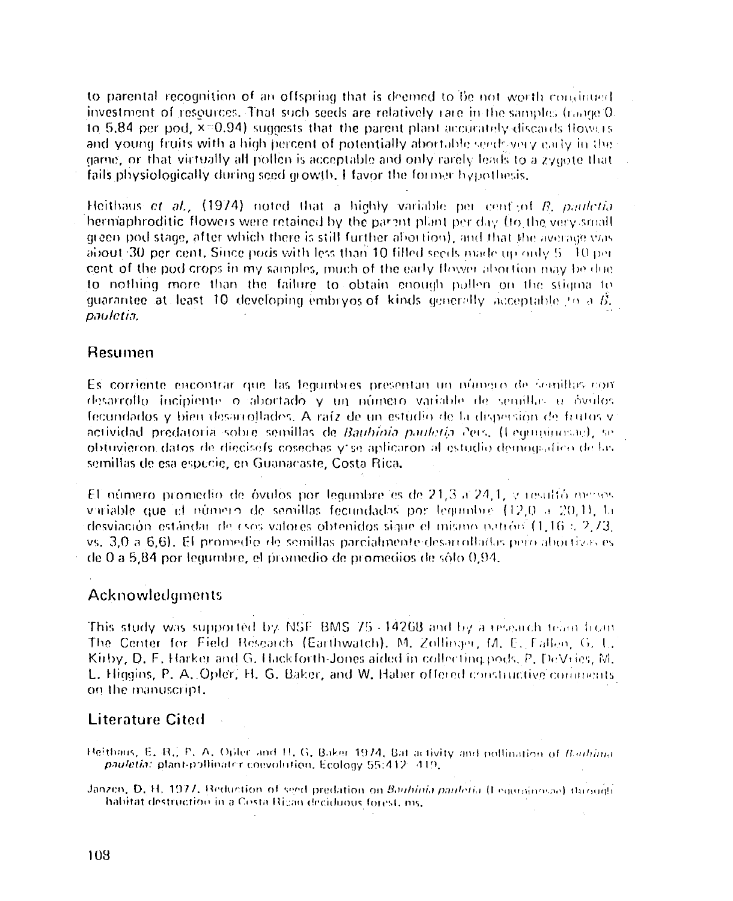to parental recognition of an offspring that is deemed to be not worth continued investment of resources. That such seeds are relatively rare in the samples (range 0 to 5.84 per pod, $\bar{x}$=0.94) suggests that the parent plant accurately discards flowers and young fruits with a high percent of potentially abortable seeds very early in the game, or that virtually all pollen is acceptable and only rarely leads to a zygote that fails physiologically during seed growth. I favor the former hypothesis.

Heithaus *et al.*, (1974) noted that a highly variable per cent of *B. pauletia* hermaphroditic flowers were retained by the parent plant per day (to the very small green pod stage, after which there is still further abortion), and that the average was about 30 per cent. Since pods with less than 10 filled seeds made up only 5 - 10 per cent of the pod crops in my samples, much of the early flower abortion may be due to nothing more than the failure to obtain enough pollen on the stigma to guarantee at least 10 developing embryos of kinds generally acceptable to a *B. pauletia*.

## Resumen

Es corriente encontrar que las legumbres presentan un número de semillas con desarrollo incipiente o abortado y un número variable de semillas u óvulos fecundados y bien desarrollados. A raíz de un estudio de la dispersión de frutos y actividad predatoria sobre semillas de *Bauhinia pauletia* Pers. (Leguminosae), se obtuvieron datos de dieciséis cosechas y se aplicaron al estudio demográfico de las semillas de esa especie, en Guanacaste, Costa Rica.

El número promedio de óvulos por legumbre es de 21,3 a 24,1, y resultó menos variable que el número de semillas fecundadas por legumbre (12,0 a 20,1), la desviación estándar de esos valores obtenidos sigue el mismo patrón (1,16 a 2,73, vs. 3,0 a 6,6). El promedio de semillas parcialmente desarrolladas pero abortivas es de 0 a 5,84 por legumbre, el promedio de promedios de sólo 0,94.

## Acknowledgments

This study was supported by NSF BMS 75 - 14268 and by a research team from The Center for Field Research (Earthwatch). M. Zollinger, M. E. Fallen, G. L. Kirby, D. F. Harker and G. Hackforth-Jones aided in collecting pods. P. DeVries, M. L. Higgins, P. A. Opler, H. G. Baker, and W. Haber offered constructive comments on the manuscript.

## Literature Cited

Heithaus, E. R., P. A. Opler and H. G. Baker 1974. Bat activity and pollination of *Bauhinia pauletia*: plant-pollinator coevolution. Ecology 55:412 - 419.

Janzen, D. H. 1977. Reduction of seed predation on *Bauhinia pauletia* (Leguminosae) through habitat destruction in a Costa Rican deciduous forest. ms.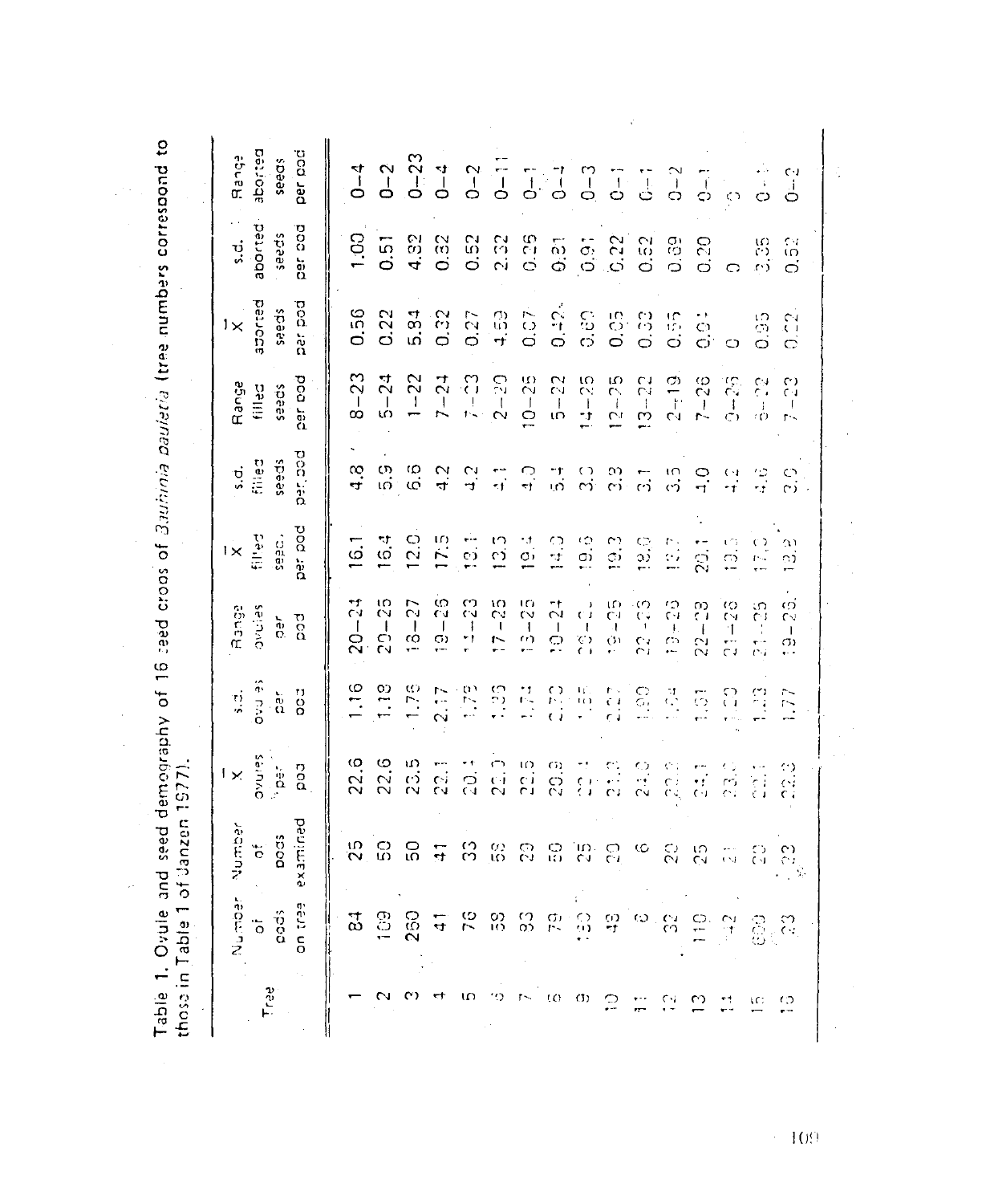Table 1. Ovule and seed demography of 16 seed crops of *Bauhinia pauletia* (tree numbers correspond to those in Table 1 of Janzen 1977).

| Tree | Number of pods on tree | Number of pods examined | $\bar{X}$ ovules per pod | s.d. ovules per pod | Range ovules per pod | $\bar{X}$ filled seeds per pod | s.d. filled seeds per pod | Range filled seeds per pod | $\bar{X}$ aborted seeds per pod | s.d. aborted seeds per pod | Range aborted seeds per pod |
|---|---|---|---|---|---|---|---|---|---|---|---|
| 1 | 84 | 25 | 22.6 | 1.16 | 20–24 | 16.1 | 4.8 | 8–23 | 0.56 | 1.00 | 0–4 |
| 2 | 109 | 50 | 22.6 | 1.19 | 20–25 | 16.4 | 5.9 | 5–24 | 0.22 | 0.51 | 0–2 |
| 3 | 260 | 50 | 23.5 | 1.76 | 18–27 | 12.0 | 6.6 | 1–22 | 5.84 | 4.32 | 0–23 |
| 4 | 41 | 41 | 22.1 | 2.17 | 19–26 | 17.5 | 4.2 | 7–24 | 0.32 | 0.32 | 0–4 |
| 5 | 76 | 33 | 20.1 | 1.79 | 14–23 | 13.1 | 4.2 | 7–23 | 0.27 | 0.52 | 0–2 |
| 6 | 58 | 58 | 22.0 | 1.35 | 17–25 | 13.5 | 4.1 | 2–20 | 4.59 | 2.32 | 0–11 |
| 7 | 93 | 20 | 22.5 | 1.74 | 13–25 | 19.4 | 4.0 | 10–25 | 0.07 | 0.25 | 0–1 |
| 8 | 79 | 50 | 20.9 | 2.70 | 10–24 | 14.0 | 5.4 | 5–22 | 0.42 | 0.31 | 0–1 |
| 9 | 130 | 25 | 22.1 | 1.55 | 20–2. | 19.6 | 3.0 | 14–25 | 0.60 | 0.91 | 0–3 |
| 10 | 48 | 20 | 21.0 | 2.27 | 19–25 | 19.3 | 3.3 | 12–25 | 0.05 | 0.22 | 0–1 |
| 11 | 6 | 6 | 24.0 | 1.90 | 22–25 | 18.0 | 3.1 | 13–22 | 0.33 | 0.52 | 0–1 |
| 12 | 32 | 20 | 22.0 | 1.54 | 19–25 | 12.7 | 3.5 | 2–19 | 0.55 | 0.69 | 0–2 |
| 13 | 110 | 25 | 24.1 | 1.61 | 22–28 | 20.1 | 4.0 | 7–26 | 0.04 | 0.20 | 0–1 |
| 14 | 42 | 21 | 23.0 | 1.20 | 21–26 | 19.5 | 4.2 | 9–25 | 0 | 0 | 0 |
| 15 | 600 | 20 | 22.1 | 1.33 | 21–25 | 17.0 | 4.6 | 8–22 | 0.95 | 3.35 | 0–1 |
| 16 | 23 | 23 | 22.3 | 1.77 | 19–26 | 13.2 | 3.9 | 7–23 | 0.22 | 0.52 | 0–2 |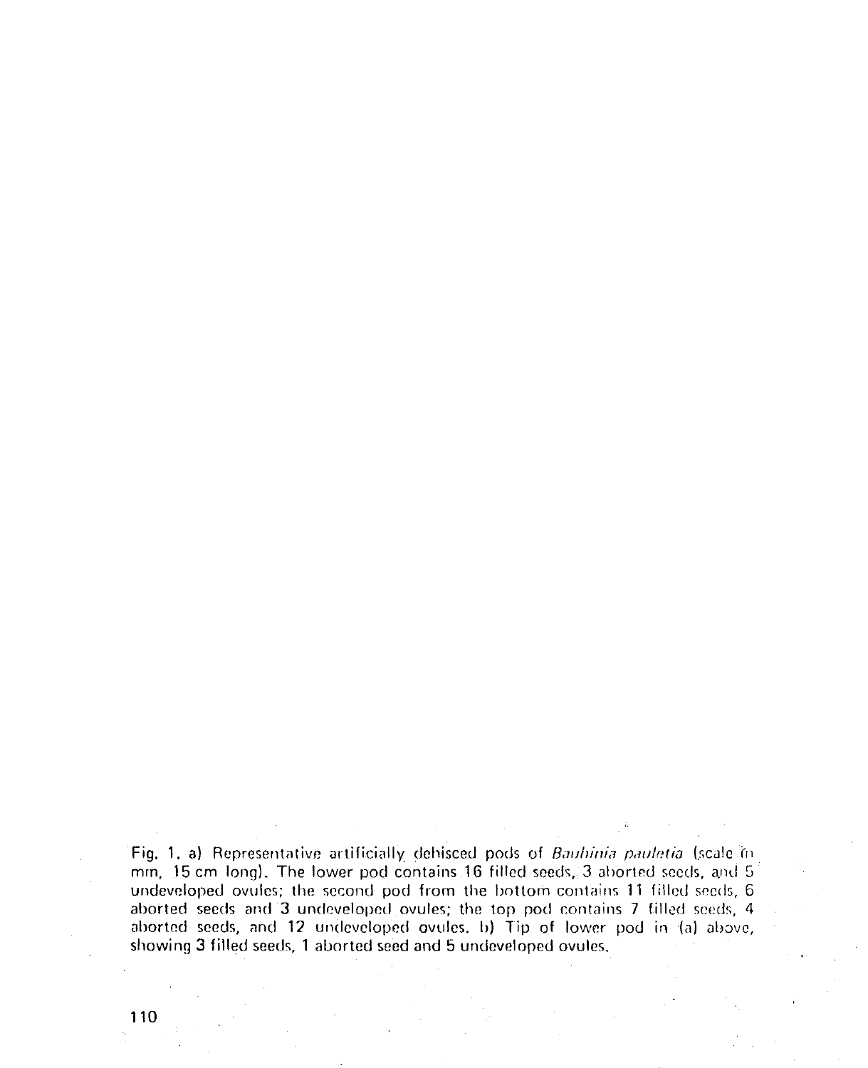Fig. 1. a) Representative artificially dehisced pods of *Bauhinia pauletia* (scale in mm, 15 cm long). The lower pod contains 16 filled seeds, 3 aborted seeds, and 5 undeveloped ovules; the second pod from the bottom contains 11 filled seeds, 6 aborted seeds and 3 undeveloped ovules; the top pod contains 7 filled seeds, 4 aborted seeds, and 12 undeveloped ovules. b) Tip of lower pod in (a) above, showing 3 filled seeds, 1 aborted seed and 5 undeveloped ovules.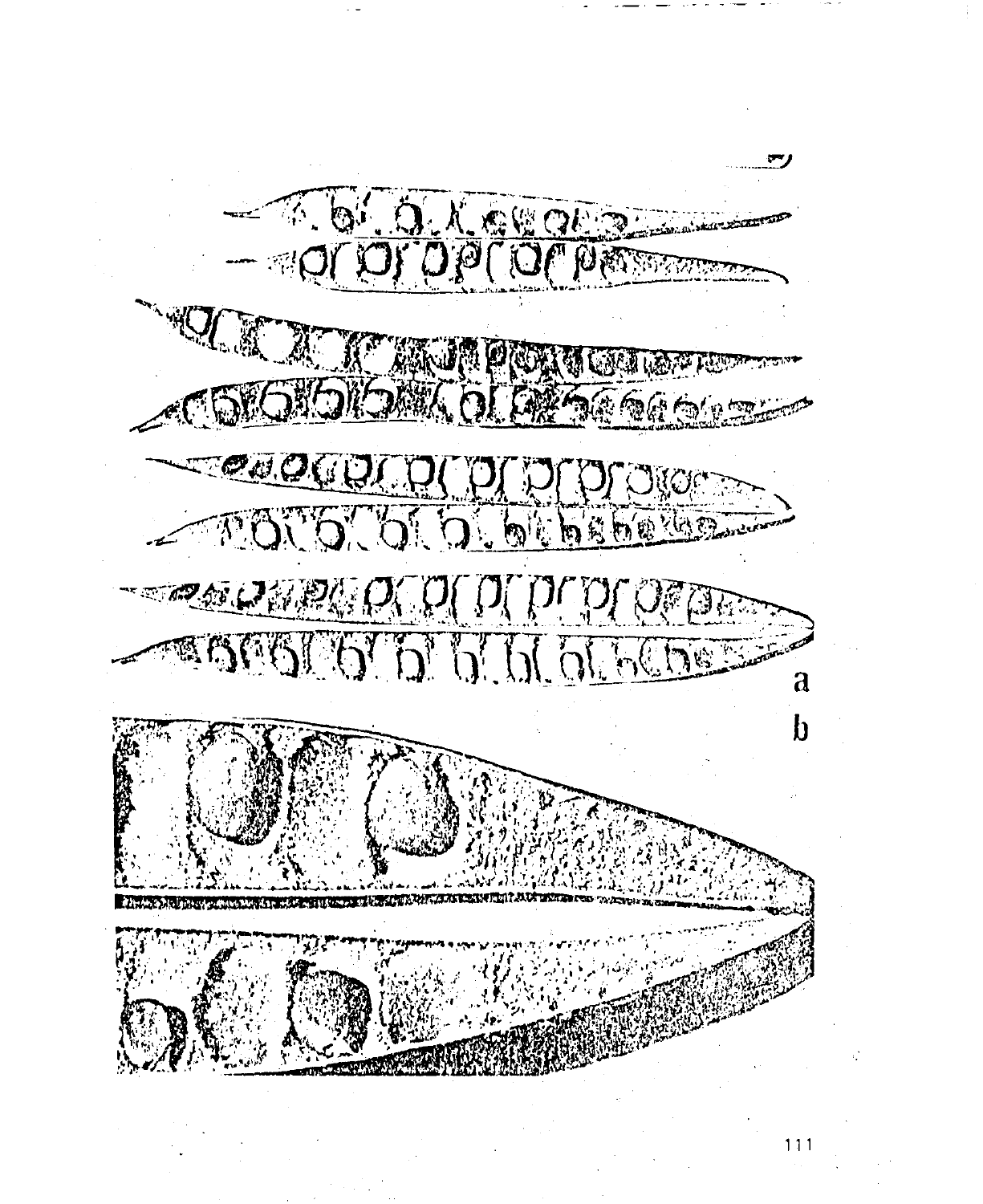a

b